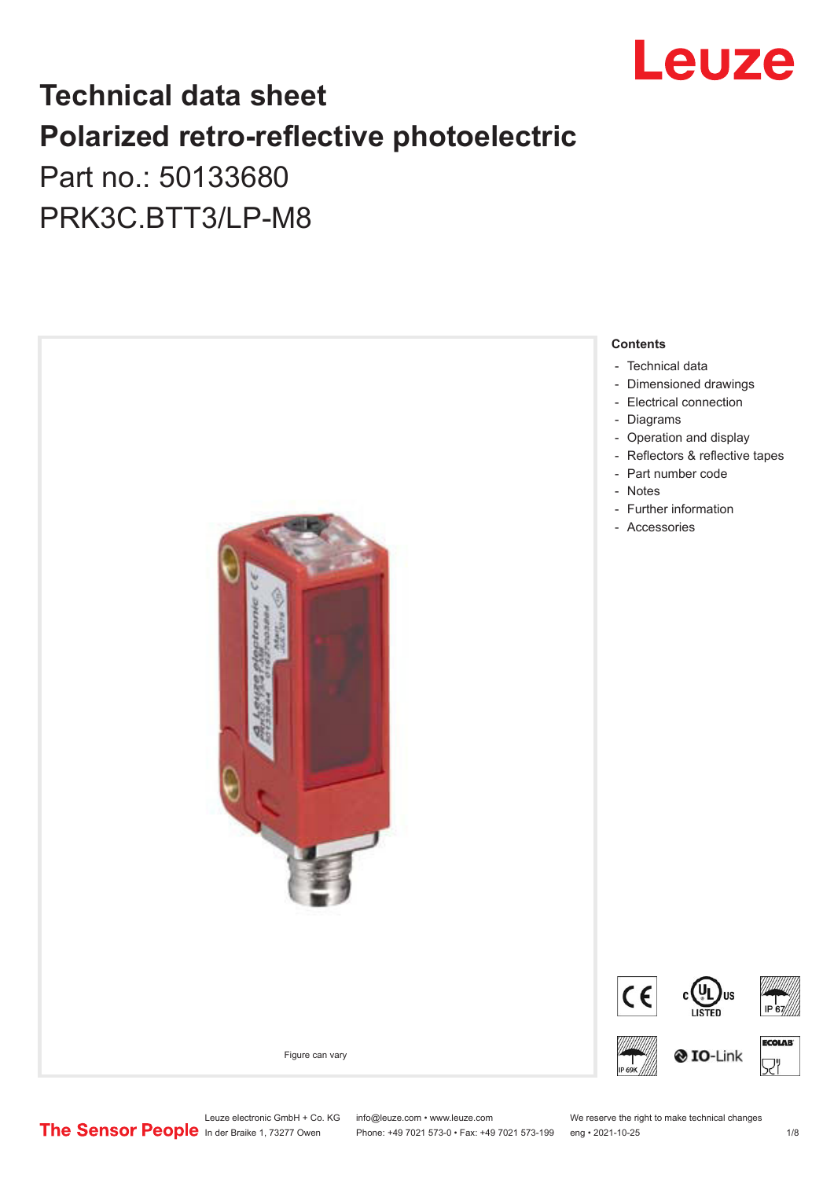# Technical data sheet

# Polarized retro-reflective photoelectric

Part no.: 50133680

PRK3C.BTT3/LP-M8

Figure can vary

**Contents**

- Technical data
- Dimensioned drawings
- Electrical connection
- Diagrams
- Operation and display
- Reflectors & reflective tapes
- Part number code
- Notes
- Further information
- Accessories

Leuze electronic GmbH + Co. KG
In der Braike 1, 73277 Owen

info@leuze.com • www.leuze.com
Phone: +49 7021 573-0 • Fax: +49 7021 573-199

We reserve the right to make technical changes
eng • 2021-10-25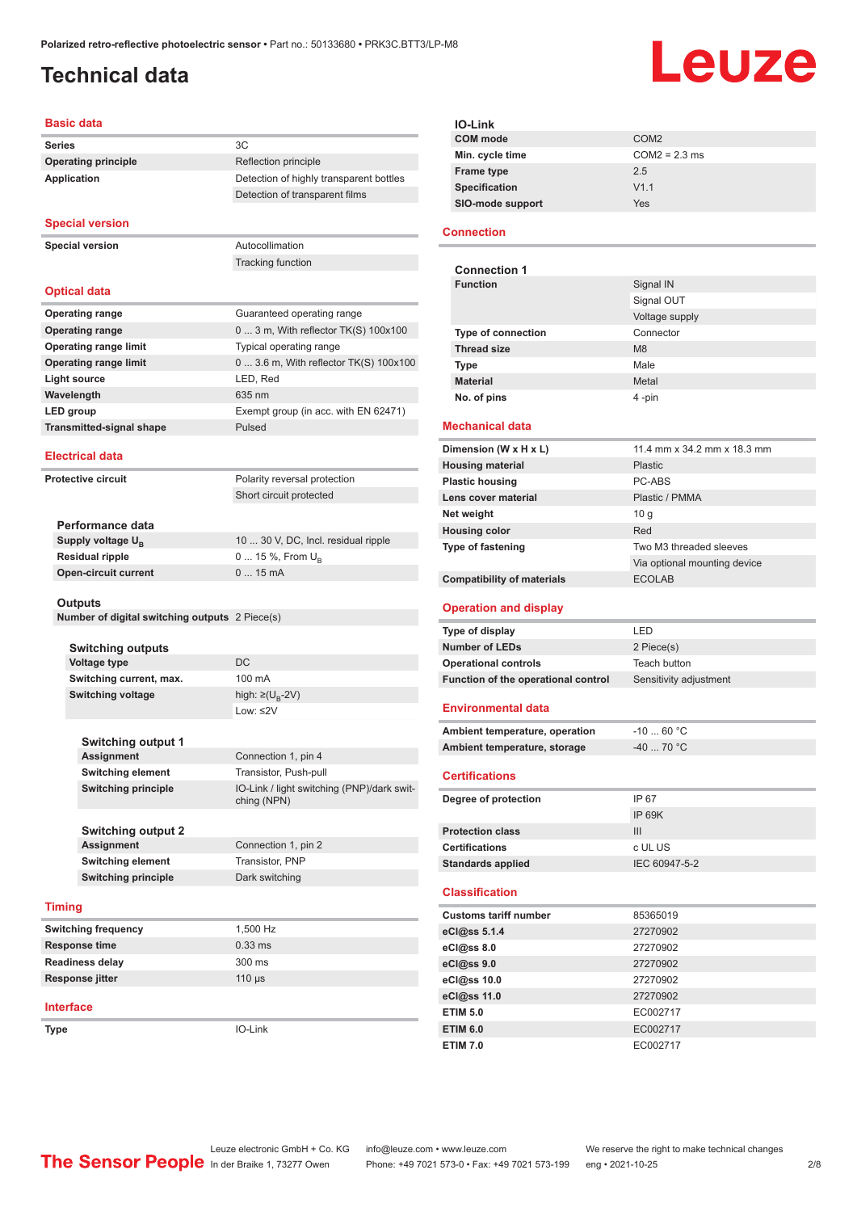Polarized retro-reflective photoelectric sensor • Part no.: 50133680 • PRK3C.BTT3/LP-M8

# Technical data

## Basic data

| | |
|---|---|
| **Series** | 3C |
| **Operating principle** | Reflection principle |
| **Application** | Detection of highly transparent bottles |
| | Detection of transparent films |

## Special version

| | |
|---|---|
| **Special version** | Autocollimation |
| | Tracking function |

## Optical data

| | |
|---|---|
| **Operating range** | Guaranteed operating range |
| **Operating range** | 0 ... 3 m, With reflector TK(S) 100x100 |
| **Operating range limit** | Typical operating range |
| **Operating range limit** | 0 ... 3.6 m, With reflector TK(S) 100x100 |
| **Light source** | LED, Red |
| **Wavelength** | 635 nm |
| **LED group** | Exempt group (in acc. with EN 62471) |
| **Transmitted-signal shape** | Pulsed |

## Electrical data

| | |
|---|---|
| **Protective circuit** | Polarity reversal protection |
| | Short circuit protected |

### Performance data

| | |
|---|---|
| **Supply voltage $U_B$** | 10 ... 30 V, DC, Incl. residual ripple |
| **Residual ripple** | 0 ... 15 %, From $U_B$ |
| **Open-circuit current** | 0 ... 15 mA |

### Outputs

| | |
|---|---|
| **Number of digital switching outputs** | 2 Piece(s) |

#### Switching outputs

| | |
|---|---|
| **Voltage type** | DC |
| **Switching current, max.** | 100 mA |
| **Switching voltage** | high: ≥($U_B$-2V) |
| | Low: ≤2V |

#### Switching output 1

| | |
|---|---|
| **Assignment** | Connection 1, pin 4 |
| **Switching element** | Transistor, Push-pull |
| **Switching principle** | IO-Link / light switching (PNP)/dark switching (NPN) |

#### Switching output 2

| | |
|---|---|
| **Assignment** | Connection 1, pin 2 |
| **Switching element** | Transistor, PNP |
| **Switching principle** | Dark switching |

## Timing

| | |
|---|---|
| **Switching frequency** | 1,500 Hz |
| **Response time** | 0.33 ms |
| **Readiness delay** | 300 ms |
| **Response jitter** | 110 µs |

## Interface

| | |
|---|---|
| **Type** | IO-Link |

### IO-Link

| | |
|---|---|
| **COM mode** | COM2 |
| **Min. cycle time** | COM2 = 2.3 ms |
| **Frame type** | 2.5 |
| **Specification** | V1.1 |
| **SIO-mode support** | Yes |

## Connection

### Connection 1

| | |
|---|---|
| **Function** | Signal IN |
| | Signal OUT |
| | Voltage supply |
| **Type of connection** | Connector |
| **Thread size** | M8 |
| **Type** | Male |
| **Material** | Metal |
| **No. of pins** | 4 -pin |

## Mechanical data

| | |
|---|---|
| **Dimension (W x H x L)** | 11.4 mm x 34.2 mm x 18.3 mm |
| **Housing material** | Plastic |
| **Plastic housing** | PC-ABS |
| **Lens cover material** | Plastic / PMMA |
| **Net weight** | 10 g |
| **Housing color** | Red |
| **Type of fastening** | Two M3 threaded sleeves |
| | Via optional mounting device |
| **Compatibility of materials** | ECOLAB |

## Operation and display

| | |
|---|---|
| **Type of display** | LED |
| **Number of LEDs** | 2 Piece(s) |
| **Operational controls** | Teach button |
| **Function of the operational control** | Sensitivity adjustment |

## Environmental data

| | |
|---|---|
| **Ambient temperature, operation** | -10 ... 60 °C |
| **Ambient temperature, storage** | -40 ... 70 °C |

## Certifications

| | |
|---|---|
| **Degree of protection** | IP 67 |
| | IP 69K |
| **Protection class** | III |
| **Certifications** | c UL US |
| **Standards applied** | IEC 60947-5-2 |

## Classification

| | |
|---|---|
| **Customs tariff number** | 85365019 |
| **eCl@ss 5.1.4** | 27270902 |
| **eCl@ss 8.0** | 27270902 |
| **eCl@ss 9.0** | 27270902 |
| **eCl@ss 10.0** | 27270902 |
| **eCl@ss 11.0** | 27270902 |
| **ETIM 5.0** | EC002717 |
| **ETIM 6.0** | EC002717 |
| **ETIM 7.0** | EC002717 |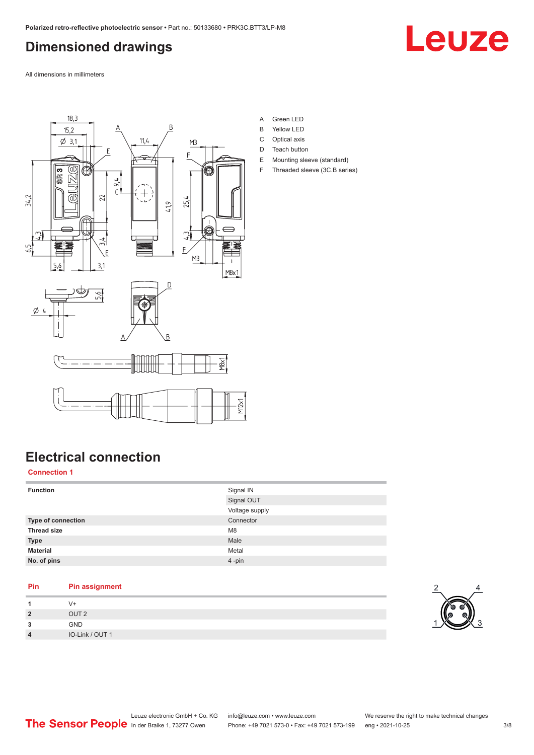# Dimensioned drawings

All dimensions in millimeters

A Green LED
B Yellow LED
C Optical axis
D Teach button
E Mounting sleeve (standard)
F Threaded sleeve (3C.B series)

# Electrical connection

## Connection 1

| Function | Signal IN |
|---|---|
| | Signal OUT |
| | Voltage supply |
| **Type of connection** | Connector |
| **Thread size** | M8 |
| **Type** | Male |
| **Material** | Metal |
| **No. of pins** | 4 -pin |

| Pin | Pin assignment |
|---|---|
| 1 | V+ |
| 2 | OUT 2 |
| 3 | GND |
| 4 | IO-Link / OUT 1 |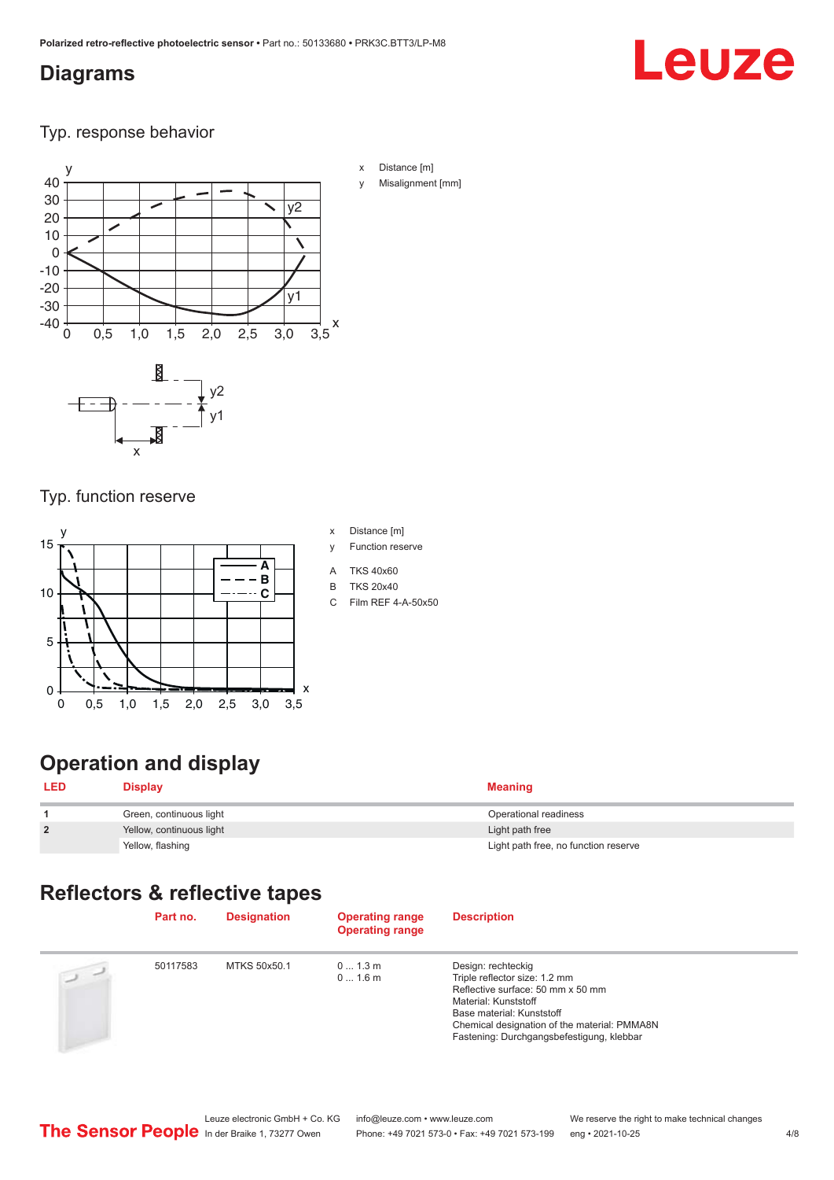## Diagrams

### Typ. response behavior

x Distance [m]
y Misalignment [mm]

### Typ. function reserve

x Distance [m]
y Function reserve

A TKS 40x60
B TKS 20x40
C Film REF 4-A-50x50

## Operation and display

| LED | Display | Meaning |
| --- | --- | --- |
| 1 | Green, continuous light | Operational readiness |
| 2 | Yellow, continuous light | Light path free |
| | Yellow, flashing | Light path free, no function reserve |

## Reflectors & reflective tapes

| | Part no. | Designation | Operating range<br>Operating range | Description |
| --- | --- | --- | --- | --- |
| | 50117583 | MTKS 50x50.1 | 0 ... 1.3 m<br>0 ... 1.6 m | Design: rechteckig<br>Triple reflector size: 1.2 mm<br>Reflective surface: 50 mm x 50 mm<br>Material: Kunststoff<br>Base material: Kunststoff<br>Chemical designation of the material: PMMA8N<br>Fastening: Durchgangsbefestigung, klebbar |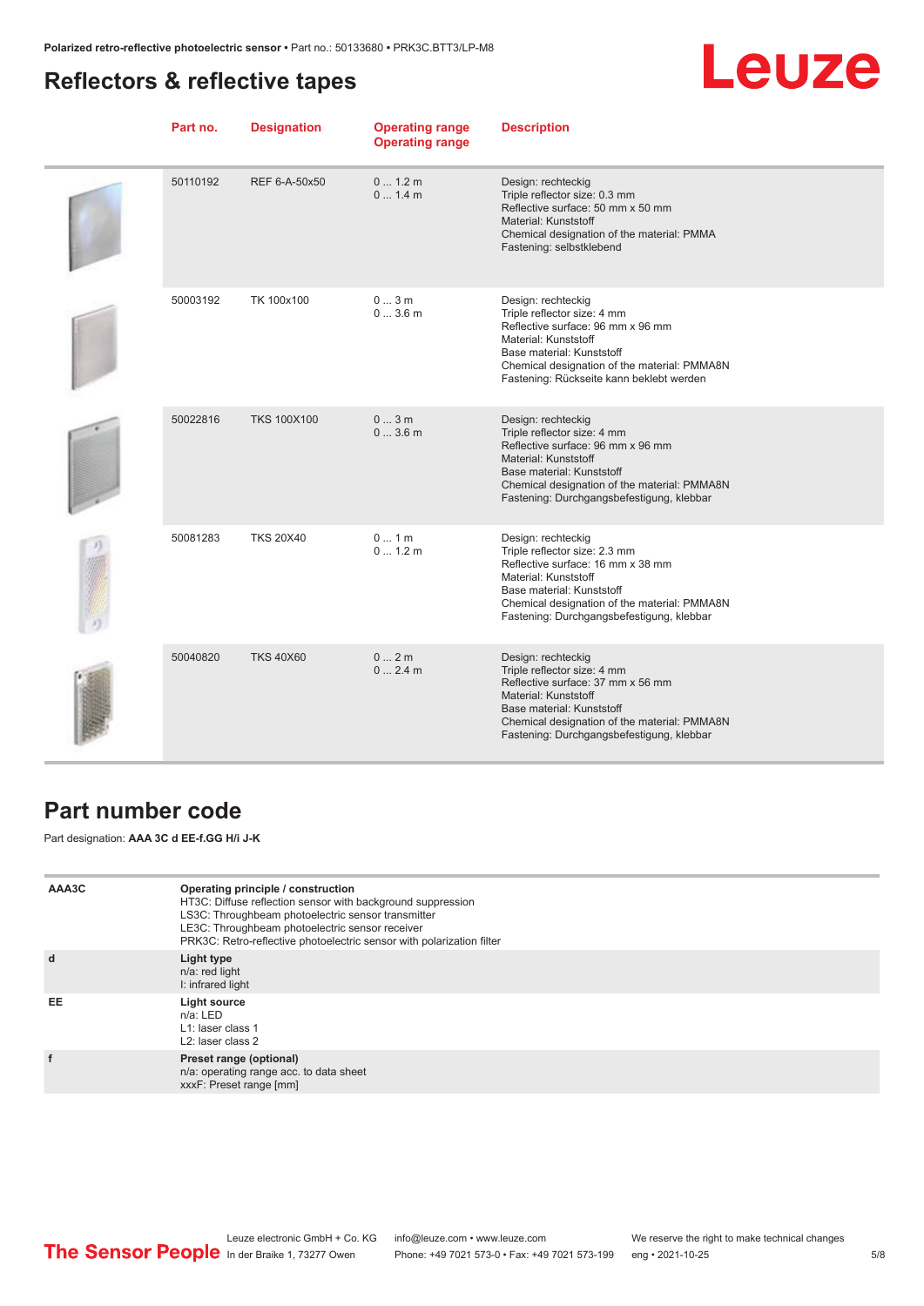## Reflectors & reflective tapes

| Part no. | Designation | Operating range<br>Operating range | Description |
|---|---|---|---|
| 50110192 | REF 6-A-50x50 | 0 ... 1.2 m<br>0 ... 1.4 m | Design: rechteckig<br>Triple reflector size: 0.3 mm<br>Reflective surface: 50 mm x 50 mm<br>Material: Kunststoff<br>Chemical designation of the material: PMMA<br>Fastening: selbstklebend |
| 50003192 | TK 100x100 | 0 ... 3 m<br>0 ... 3.6 m | Design: rechteckig<br>Triple reflector size: 4 mm<br>Reflective surface: 96 mm x 96 mm<br>Material: Kunststoff<br>Base material: Kunststoff<br>Chemical designation of the material: PMMA8N<br>Fastening: Rückseite kann beklebt werden |
| 50022816 | TKS 100X100 | 0 ... 3 m<br>0 ... 3.6 m | Design: rechteckig<br>Triple reflector size: 4 mm<br>Reflective surface: 96 mm x 96 mm<br>Material: Kunststoff<br>Base material: Kunststoff<br>Chemical designation of the material: PMMA8N<br>Fastening: Durchgangsbefestigung, klebbar |
| 50081283 | TKS 20X40 | 0 ... 1 m<br>0 ... 1.2 m | Design: rechteckig<br>Triple reflector size: 2.3 mm<br>Reflective surface: 16 mm x 38 mm<br>Material: Kunststoff<br>Base material: Kunststoff<br>Chemical designation of the material: PMMA8N<br>Fastening: Durchgangsbefestigung, klebbar |
| 50040820 | TKS 40X60 | 0 ... 2 m<br>0 ... 2.4 m | Design: rechteckig<br>Triple reflector size: 4 mm<br>Reflective surface: 37 mm x 56 mm<br>Material: Kunststoff<br>Base material: Kunststoff<br>Chemical designation of the material: PMMA8N<br>Fastening: Durchgangsbefestigung, klebbar |

## Part number code

Part designation: **AAA 3C d EE-f.GG H/i J-K**

| | |
|---|---|
| **AAA3C** | **Operating principle / construction**<br>HT3C: Diffuse reflection sensor with background suppression<br>LS3C: Throughbeam photoelectric sensor transmitter<br>LE3C: Throughbeam photoelectric sensor receiver<br>PRK3C: Retro-reflective photoelectric sensor with polarization filter |
| **d** | **Light type**<br>n/a: red light<br>I: infrared light |
| **EE** | **Light source**<br>n/a: LED<br>L1: laser class 1<br>L2: laser class 2 |
| **f** | **Preset range (optional)**<br>n/a: operating range acc. to data sheet<br>xxxF: Preset range [mm] |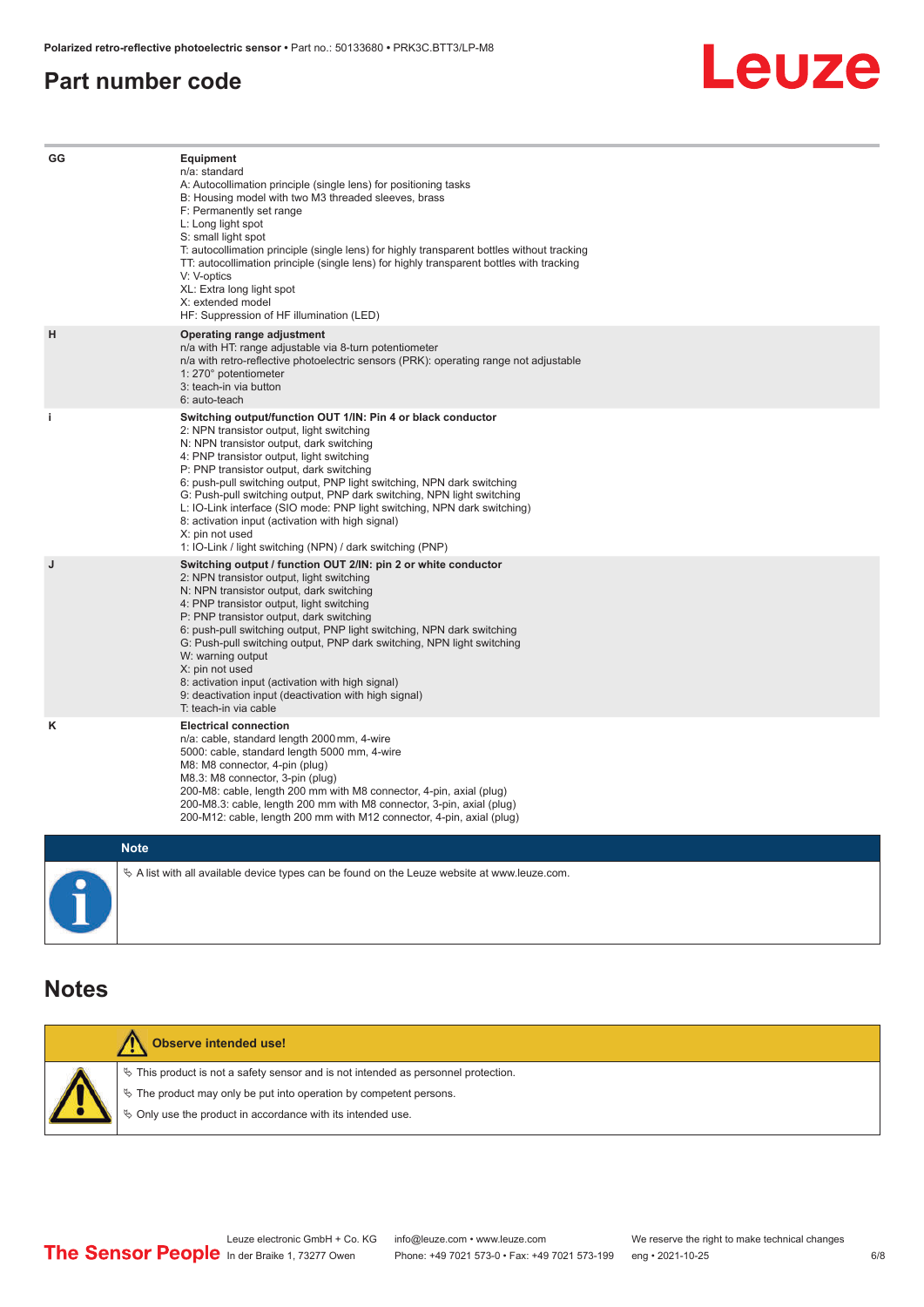## Part number code

| | |
|---|---|
| GG | **Equipment**<br>n/a: standard<br>A: Autocollimation principle (single lens) for positioning tasks<br>B: Housing model with two M3 threaded sleeves, brass<br>F: Permanently set range<br>L: Long light spot<br>S: small light spot<br>T: autocollimation principle (single lens) for highly transparent bottles without tracking<br>TT: autocollimation principle (single lens) for highly transparent bottles with tracking<br>V: V-optics<br>XL: Extra long light spot<br>X: extended model<br>HF: Suppression of HF illumination (LED) |
| H | **Operating range adjustment**<br>n/a with HT: range adjustable via 8-turn potentiometer<br>n/a with retro-reflective photoelectric sensors (PRK): operating range not adjustable<br>1: 270° potentiometer<br>3: teach-in via button<br>6: auto-teach |
| i | **Switching output/function OUT 1/IN: Pin 4 or black conductor**<br>2: NPN transistor output, light switching<br>N: NPN transistor output, dark switching<br>4: PNP transistor output, light switching<br>P: PNP transistor output, dark switching<br>6: push-pull switching output, PNP light switching, NPN dark switching<br>G: Push-pull switching output, PNP dark switching, NPN light switching<br>L: IO-Link interface (SIO mode: PNP light switching, NPN dark switching)<br>8: activation input (activation with high signal)<br>X: pin not used<br>1: IO-Link / light switching (NPN) / dark switching (PNP) |
| J | **Switching output / function OUT 2/IN: pin 2 or white conductor**<br>2: NPN transistor output, light switching<br>N: NPN transistor output, dark switching<br>4: PNP transistor output, light switching<br>P: PNP transistor output, dark switching<br>6: push-pull switching output, PNP light switching, NPN dark switching<br>G: Push-pull switching output, PNP dark switching, NPN light switching<br>W: warning output<br>X: pin not used<br>8: activation input (activation with high signal)<br>9: deactivation input (deactivation with high signal)<br>T: teach-in via cable |
| K | **Electrical connection**<br>n/a: cable, standard length 2000 mm, 4-wire<br>5000: cable, standard length 5000 mm, 4-wire<br>M8: M8 connector, 4-pin (plug)<br>M8.3: M8 connector, 3-pin (plug)<br>200-M8: cable, length 200 mm with M8 connector, 4-pin, axial (plug)<br>200-M8.3: cable, length 200 mm with M8 connector, 3-pin, axial (plug)<br>200-M12: cable, length 200 mm with M12 connector, 4-pin, axial (plug) |

**Note**

- A list with all available device types can be found on the Leuze website at www.leuze.com.

## Notes

**Observe intended use!**

- This product is not a safety sensor and is not intended as personnel protection.
- The product may only be put into operation by competent persons.
- Only use the product in accordance with its intended use.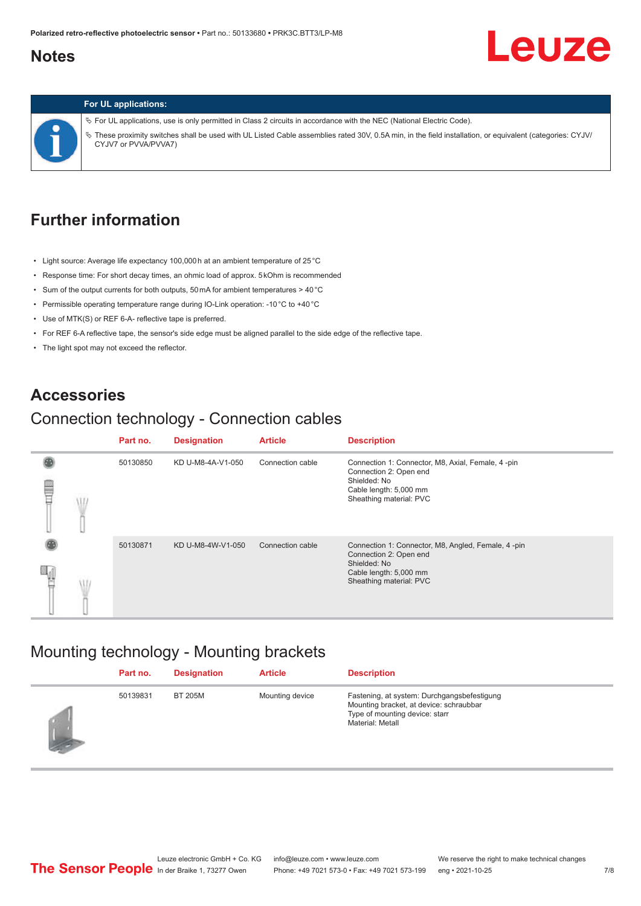## Notes

**For UL applications:**

- For UL applications, use is only permitted in Class 2 circuits in accordance with the NEC (National Electric Code).
- These proximity switches shall be used with UL Listed Cable assemblies rated 30V, 0.5A min, in the field installation, or equivalent (categories: CYJV/CYJV7 or PVVA/PVVA7)

## Further information

- Light source: Average life expectancy 100,000 h at an ambient temperature of 25 °C
- Response time: For short decay times, an ohmic load of approx. 5 kOhm is recommended
- Sum of the output currents for both outputs, 50 mA for ambient temperatures > 40 °C
- Permissible operating temperature range during IO-Link operation: -10 °C to +40 °C
- Use of MTK(S) or REF 6-A- reflective tape is preferred.
- For REF 6-A reflective tape, the sensor's side edge must be aligned parallel to the side edge of the reflective tape.
- The light spot may not exceed the reflector.

## Accessories

### Connection technology - Connection cables

| Part no. | Designation | Article | Description |
| --- | --- | --- | --- |
| 50130850 | KD U-M8-4A-V1-050 | Connection cable | Connection 1: Connector, M8, Axial, Female, 4 -pin<br>Connection 2: Open end<br>Shielded: No<br>Cable length: 5,000 mm<br>Sheathing material: PVC |
| 50130871 | KD U-M8-4W-V1-050 | Connection cable | Connection 1: Connector, M8, Angled, Female, 4 -pin<br>Connection 2: Open end<br>Shielded: No<br>Cable length: 5,000 mm<br>Sheathing material: PVC |

### Mounting technology - Mounting brackets

| Part no. | Designation | Article | Description |
| --- | --- | --- | --- |
| 50139831 | BT 205M | Mounting device | Fastening, at system: Durchgangsbefestigung<br>Mounting bracket, at device: schraubbar<br>Type of mounting device: starr<br>Material: Metall |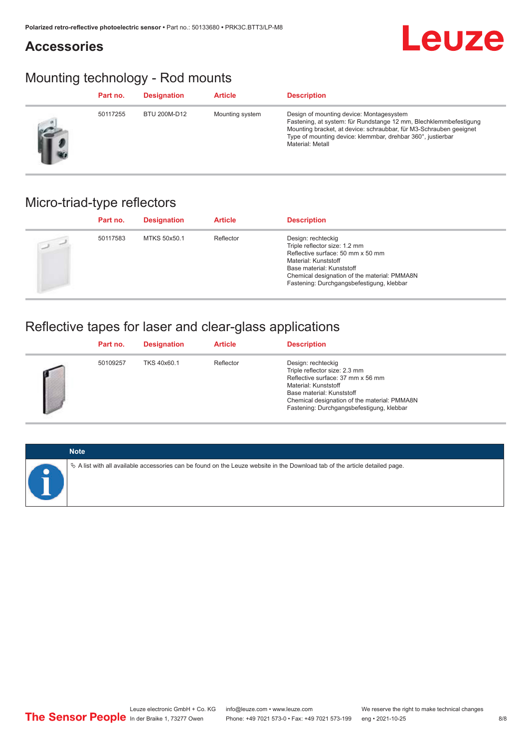## Accessories

### Mounting technology - Rod mounts

| Part no. | Designation | Article | Description |
|---|---|---|---|
| 50117255 | BTU 200M-D12 | Mounting system | Design of mounting device: Montagesystem<br>Fastening, at system: für Rundstange 12 mm, Blechklemmbefestigung<br>Mounting bracket, at device: schraubbar, für M3-Schrauben geeignet<br>Type of mounting device: klemmbar, drehbar 360°, justierbar<br>Material: Metall |

### Micro-triad-type reflectors

| Part no. | Designation | Article | Description |
|---|---|---|---|
| 50117583 | MTKS 50x50.1 | Reflector | Design: rechteckig<br>Triple reflector size: 1.2 mm<br>Reflective surface: 50 mm x 50 mm<br>Material: Kunststoff<br>Base material: Kunststoff<br>Chemical designation of the material: PMMA8N<br>Fastening: Durchgangsbefestigung, klebbar |

### Reflective tapes for laser and clear-glass applications

| Part no. | Designation | Article | Description |
|---|---|---|---|
| 50109257 | TKS 40x60.1 | Reflector | Design: rechteckig<br>Triple reflector size: 2.3 mm<br>Reflective surface: 37 mm x 56 mm<br>Material: Kunststoff<br>Base material: Kunststoff<br>Chemical designation of the material: PMMA8N<br>Fastening: Durchgangsbefestigung, klebbar |

**Note**

↳ A list with all available accessories can be found on the Leuze website in the Download tab of the article detailed page.